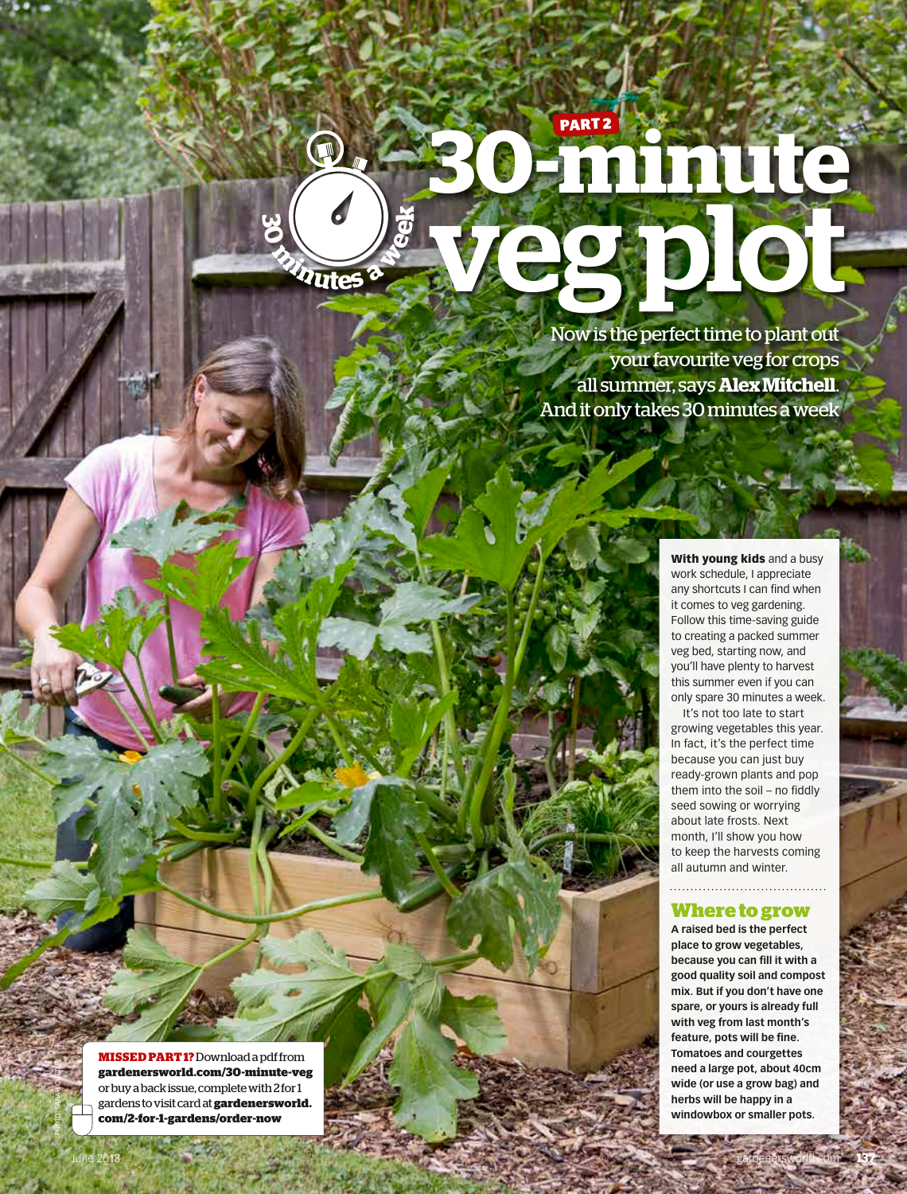PART 2

# 30-minute veg plot

Now is the perfect time to plant out your favourite veg for crops all summer, says **Alex Mitchell**. And it only takes 30 minutes a week

**With young kids** and a busy work schedule, I appreciate any shortcuts I can find when it comes to veg gardening. Follow this time-saving guide to creating a packed summer veg bed, starting now, and you'll have plenty to harvest this summer even if you can only spare 30 minutes a week.

It's not too late to start growing vegetables this year. In fact, it's the perfect time because you can just buy ready-grown plants and pop them into the soil – no fiddly seed sowing or worrying about late frosts. Next month, I'll show you how to keep the harvests coming all autumn and winter.

## Where to grow

**A raised bed is the perfect place to grow vegetables, because you can fill it with a good quality soil and compost mix. But if you don't have one spare, or yours is already full with veg from last month's feature, pots will be fine. Tomatoes and courgettes need a large pot, about 40cm wide (or use a grow bag) and herbs will be happy in a windowbox or smaller pots.**

**MISSED PART 1?** Download a pdf from **gardenersworld.com/30-minute-veg** or buy a back issue, complete with 2 for 1 gardens to visit card at **gardenersworld.com/2-for-1-gardens/order-now**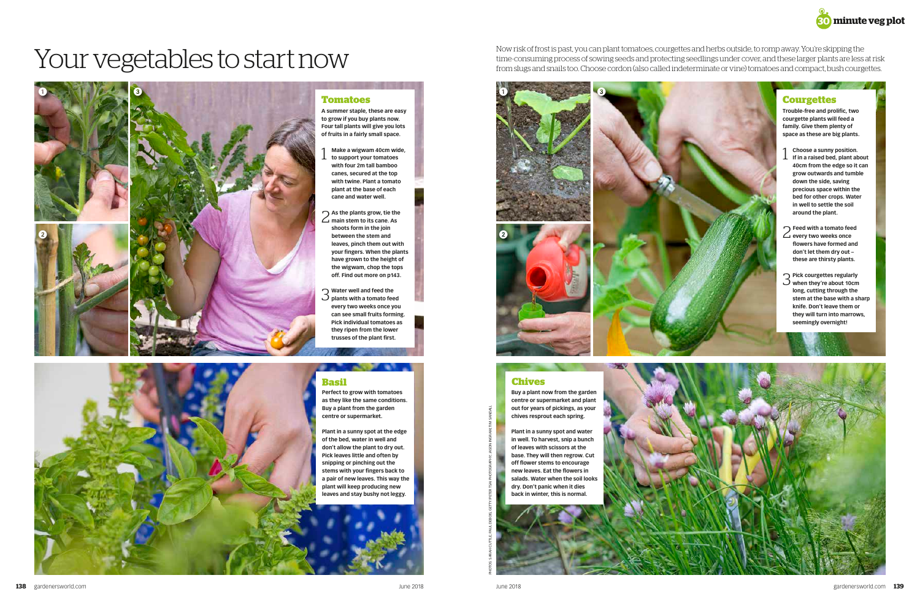# Your vegetables to start now

Now risk of frost is past, you can plant tomatoes, courgettes and herbs outside, to romp away. You're skipping the time-consuming process of sowing seeds and protecting seedlings under cover, and these larger plants are less at risk from slugs and snails too. Choose cordon (also called indeterminate or vine) tomatoes and compact, bush courgettes.

## Tomatoes

**A summer staple, these are easy to grow if you buy plants now. Four tall plants will give you lots of fruits in a fairly small space.**

1. **Make a wigwam 40cm wide, to support your tomatoes with four 2m tall bamboo canes, secured at the top with twine. Plant a tomato plant at the base of each cane and water well.**

2. **As the plants grow, tie the main stem to its cane. As shoots form in the join between the stem and leaves, pinch them out with your fingers. When the plants have grown to the height of the wigwam, chop the tops off. Find out more on p143.**

3. **Water well and feed the plants with a tomato feed every two weeks once you can see small fruits forming. Pick individual tomatoes as they ripen from the lower trusses of the plant first.**

## Basil

**Perfect to grow with tomatoes as they like the same conditions. Buy a plant from the garden centre or supermarket.**

**Plant in a sunny spot at the edge of the bed, water in well and don't allow the plant to dry out. Pick leaves little and often by snipping or pinching out the stems with your fingers back to a pair of new leaves. This way the plant will keep producing new leaves and stay bushy not leggy.**

## Courgettes

**Trouble-free and prolific, two courgette plants will feed a family. Give them plenty of space as these are big plants.**

1. **Choose a sunny position. If in a raised bed, plant about 40cm from the edge so it can grow outwards and tumble down the side, saving precious space within the bed for other crops. Water in well to settle the soil around the plant.**

2. **Feed with a tomato feed every two weeks once flowers have formed and don't let them dry out – these are thirsty plants.**

3. **Pick courgettes regularly when they're about 10cm long, cutting through the stem at the base with a sharp knife. Don't leave them or they will turn into marrows, seemingly overnight!**

## Chives

**Buy a plant now from the garden centre or supermarket and plant out for years of pickings, as your chives resprout each spring.**

**Plant in a sunny spot and water in well. To harvest, snip a bunch of leaves with scissors at the base. They will then regrow. Cut off flower stems to encourage new leaves. Eat the flowers in salads. Water when the soil looks dry. Don't panic when it dies back in winter, this is normal.**

PHOTOS: SARAH CUTTLE, PAUL DEBOIS; GETTY/PETER TSAI PHOTOGRAPHY; JASON INGRAM; TIM SANDALL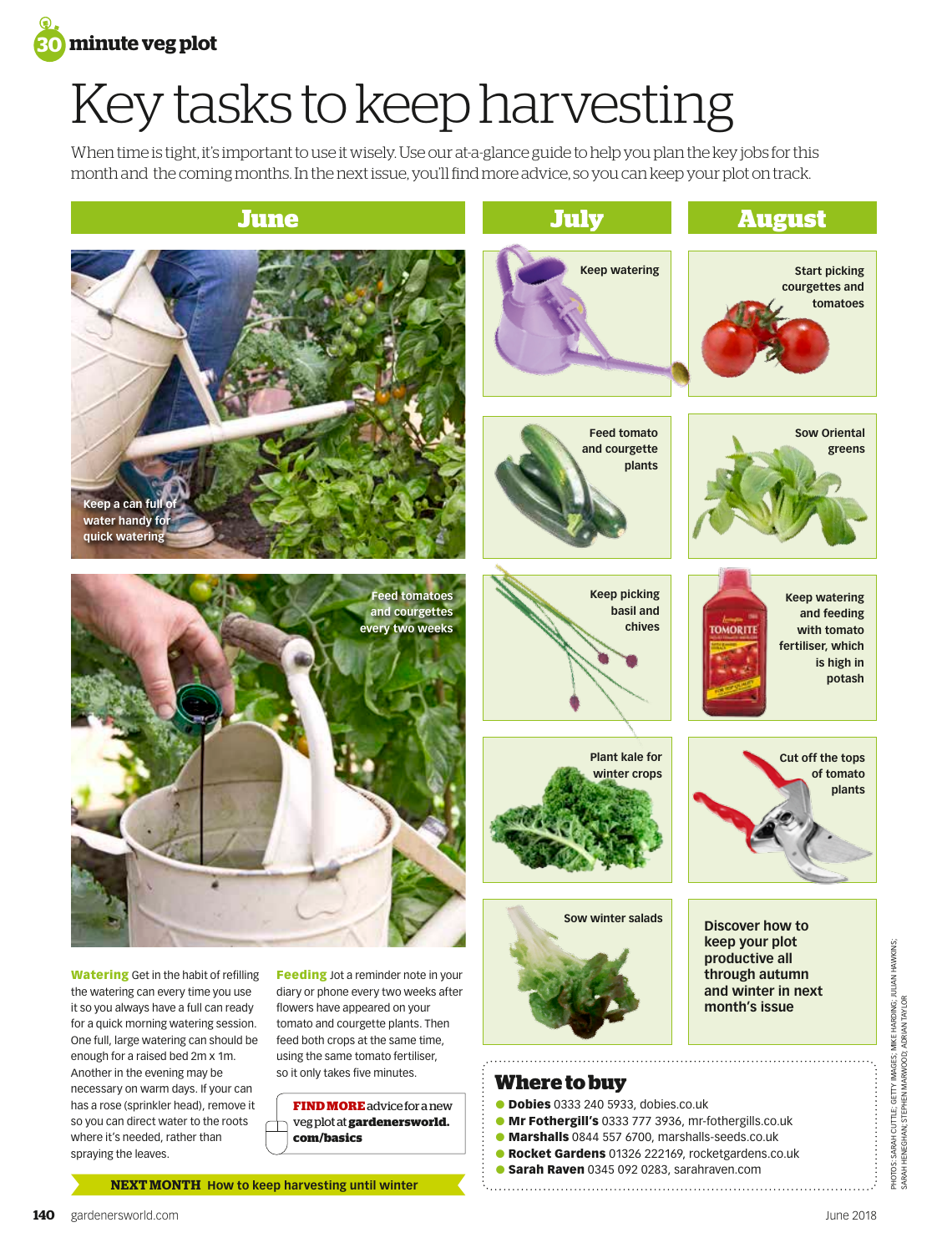**30 minute veg plot**

# Key tasks to keep harvesting

When time is tight, it's important to use it wisely. Use our at-a-glance guide to help you plan the key jobs for this month and the coming months. In the next issue, you'll find more advice, so you can keep your plot on track.

## June

Keep a can full of water handy for quick watering

Feed tomatoes and courgettes every two weeks

**Watering** Get in the habit of refilling the watering can every time you use it so you always have a full can ready for a quick morning watering session. One full, large watering can should be enough for a raised bed 2m x 1m. Another in the evening may be necessary on warm days. If your can has a rose (sprinkler head), remove it so you can direct water to the roots where it's needed, rather than spraying the leaves.

**Feeding** Jot a reminder note in your diary or phone every two weeks after flowers have appeared on your tomato and courgette plants. Then feed both crops at the same time, using the same tomato fertiliser, so it only takes five minutes.

**FIND MORE** advice for a new veg plot at **gardenersworld.com/basics**

**NEXT MONTH** How to keep harvesting until winter

## July

Keep watering

Feed tomato and courgette plants

Keep picking basil and chives

Plant kale for winter crops

Sow winter salads

## August

Start picking courgettes and tomatoes

Sow Oriental greens

Keep watering and feeding with tomato fertiliser, which is high in potash

Cut off the tops of tomato plants

Discover how to keep your plot productive all through autumn and winter in next month's issue

## Where to buy

- **Dobies** 0333 240 5933, dobies.co.uk
- **Mr Fothergill's** 0333 777 3936, mr-fothergills.co.uk
- **Marshalls** 0844 557 6700, marshalls-seeds.co.uk
- **Rocket Gardens** 01326 222169, rocketgardens.co.uk
- **Sarah Raven** 0345 092 0283, sarahraven.com

PHOTOS: SARAH CUTTLE; GETTY IMAGES; MIKE HARDING; JULIAN HAWKINS; SARAH HENEGHAN; STEPHEN MARWOOD; ADRIAN TAYLOR